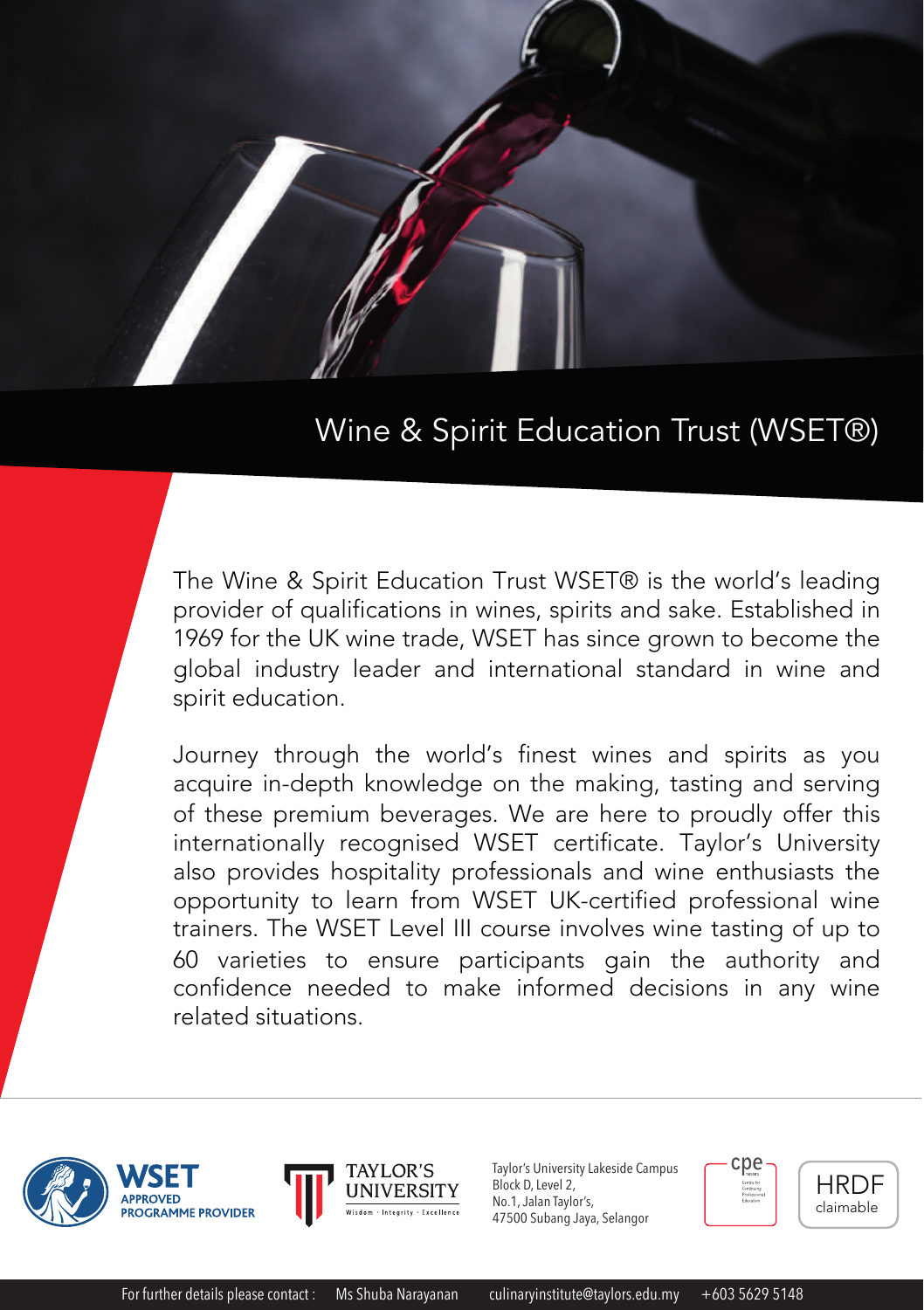# Wine & Spirit Education Trust (WSET®)

The Wine & Spirit Education Trust WSET® is the world's leading provider of qualifications in wines, spirits and sake. Established in 1969 for the UK wine trade, WSET has since grown to become the global industry leader and international standard in wine and spirit education.

Journey through the world's finest wines and spirits as you acquire in-depth knowledge on the making, tasting and serving of these premium beverages. We are here to proudly offer this internationally recognised WSET certificate. Taylor's University also provides hospitality professionals and wine enthusiasts the opportunity to learn from WSET UK-certified professional wine trainers. The WSET Level III course involves wine tasting of up to 60 varieties to ensure participants gain the authority and confidence needed to make informed decisions in any wine related situations.

WSET APPROVED PROGRAMME PROVIDER

TAYLOR'S UNIVERSITY
Wisdom · Integrity · Excellence

Taylor's University Lakeside Campus
Block D, Level 2,
No.1, Jalan Taylor's,
47500 Subang Jaya, Selangor

cpe Centre for Continuing Professional Education

HRDF claimable

For further details please contact : Ms Shuba Narayanan culinaryinstitute@taylors.edu.my +603 5629 5148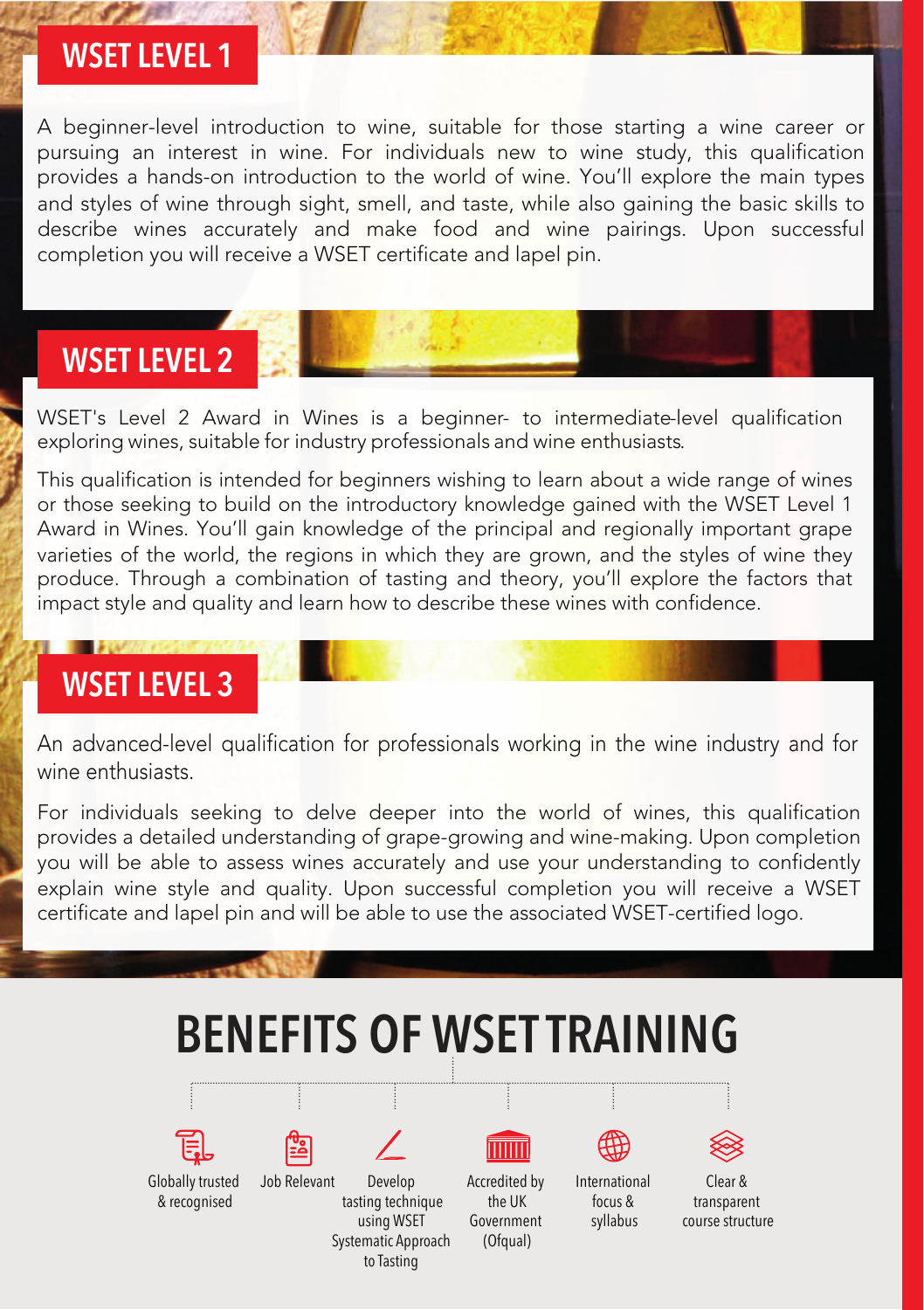## WSET LEVEL 1

A beginner-level introduction to wine, suitable for those starting a wine career or pursuing an interest in wine. For individuals new to wine study, this qualification provides a hands-on introduction to the world of wine. You'll explore the main types and styles of wine through sight, smell, and taste, while also gaining the basic skills to describe wines accurately and make food and wine pairings. Upon successful completion you will receive a WSET certificate and lapel pin.

## WSET LEVEL 2

WSET's Level 2 Award in Wines is a beginner- to intermediate-level qualification exploring wines, suitable for industry professionals and wine enthusiasts.

This qualification is intended for beginners wishing to learn about a wide range of wines or those seeking to build on the introductory knowledge gained with the WSET Level 1 Award in Wines. You'll gain knowledge of the principal and regionally important grape varieties of the world, the regions in which they are grown, and the styles of wine they produce. Through a combination of tasting and theory, you'll explore the factors that impact style and quality and learn how to describe these wines with confidence.

## WSET LEVEL 3

An advanced-level qualification for professionals working in the wine industry and for wine enthusiasts.

For individuals seeking to delve deeper into the world of wines, this qualification provides a detailed understanding of grape-growing and wine-making. Upon completion you will be able to assess wines accurately and use your understanding to confidently explain wine style and quality. Upon successful completion you will receive a WSET certificate and lapel pin and will be able to use the associated WSET-certified logo.

# BENEFITS OF WSET TRAINING

- Globally trusted & recognised
- Job Relevant
- Develop tasting technique using WSET Systematic Approach to Tasting
- Accredited by the UK Government (Ofqual)
- International focus & syllabus
- Clear & transparent course structure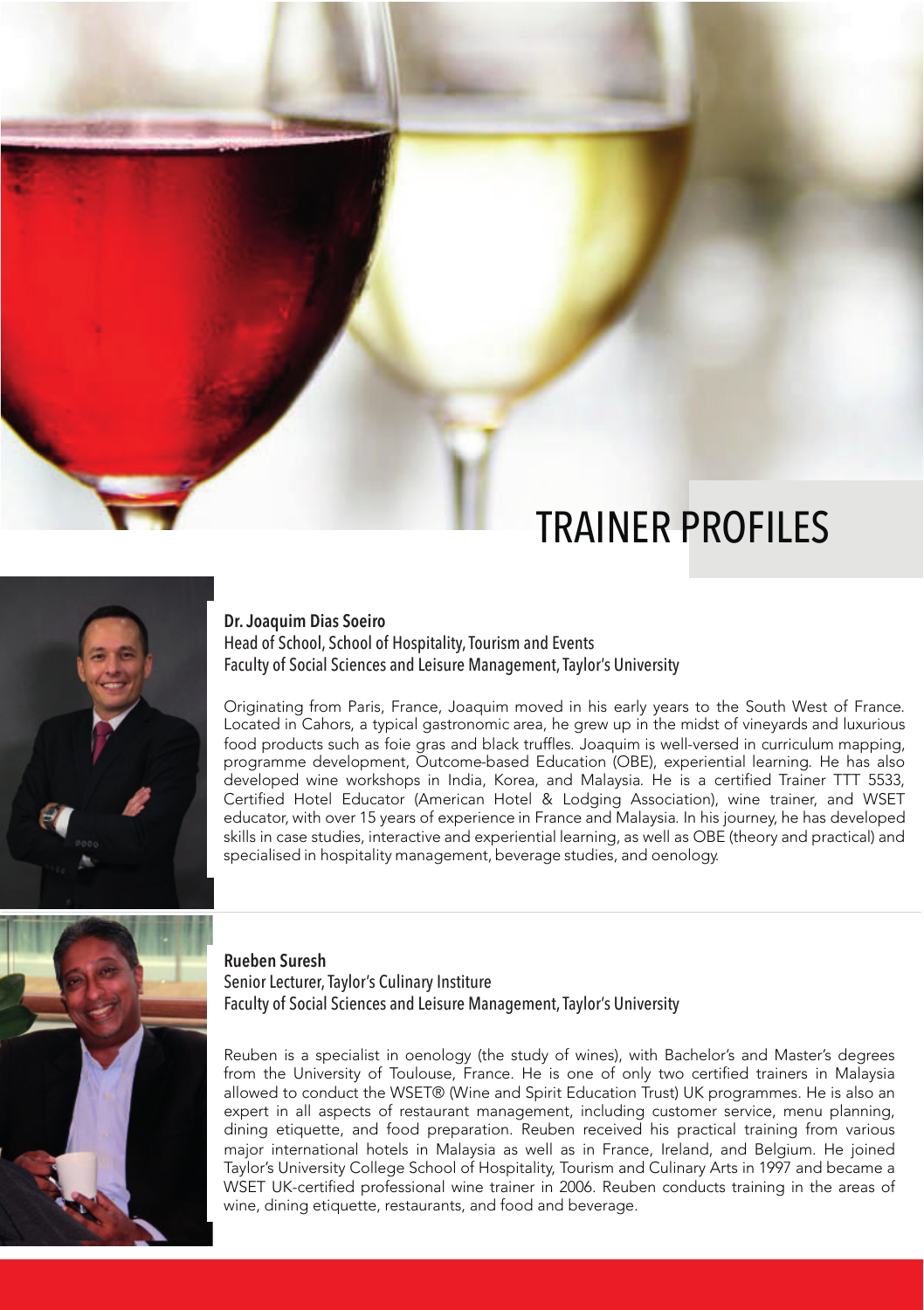# TRAINER PROFILES

**Dr. Joaquim Dias Soeiro**
Head of School, School of Hospitality, Tourism and Events
Faculty of Social Sciences and Leisure Management, Taylor's University

Originating from Paris, France, Joaquim moved in his early years to the South West of France. Located in Cahors, a typical gastronomic area, he grew up in the midst of vineyards and luxurious food products such as foie gras and black truffles. Joaquim is well-versed in curriculum mapping, programme development, Outcome-based Education (OBE), experiential learning. He has also developed wine workshops in India, Korea, and Malaysia. He is a certified Trainer TTT 5533, Certified Hotel Educator (American Hotel & Lodging Association), wine trainer, and WSET educator, with over 15 years of experience in France and Malaysia. In his journey, he has developed skills in case studies, interactive and experiential learning, as well as OBE (theory and practical) and specialised in hospitality management, beverage studies, and oenology.

**Rueben Suresh**
Senior Lecturer, Taylor's Culinary Institute
Faculty of Social Sciences and Leisure Management, Taylor's University

Reuben is a specialist in oenology (the study of wines), with Bachelor's and Master's degrees from the University of Toulouse, France. He is one of only two certified trainers in Malaysia allowed to conduct the WSET® (Wine and Spirit Education Trust) UK programmes. He is also an expert in all aspects of restaurant management, including customer service, menu planning, dining etiquette, and food preparation. Reuben received his practical training from various major international hotels in Malaysia as well as in France, Ireland, and Belgium. He joined Taylor's University College School of Hospitality, Tourism and Culinary Arts in 1997 and became a WSET UK-certified professional wine trainer in 2006. Reuben conducts training in the areas of wine, dining etiquette, restaurants, and food and beverage.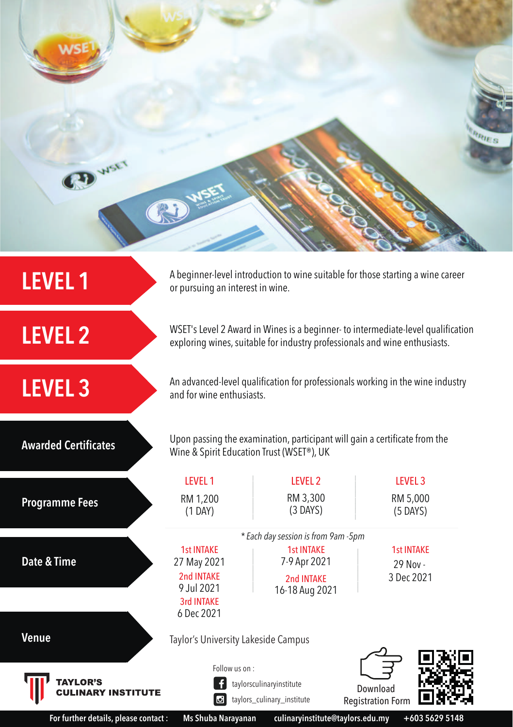## LEVEL 1

A beginner-level introduction to wine suitable for those starting a wine career or pursuing an interest in wine.

## LEVEL 2

WSET's Level 2 Award in Wines is a beginner- to intermediate-level qualification exploring wines, suitable for industry professionals and wine enthusiasts.

## LEVEL 3

An advanced-level qualification for professionals working in the wine industry and for wine enthusiasts.

### Awarded Certificates

Upon passing the examination, participant will gain a certificate from the Wine & Spirit Education Trust (WSET®), UK

### Programme Fees

| LEVEL 1 | LEVEL 2 | LEVEL 3 |
|---|---|---|
| RM 1,200 (1 DAY) | RM 3,300 (3 DAYS) | RM 5,000 (5 DAYS) |

*\* Each day session is from 9am -5pm*

### Date & Time

| LEVEL 1 | LEVEL 2 | LEVEL 3 |
|---|---|---|
| 1st INTAKE 27 May 2021 | 1st INTAKE 7-9 Apr 2021 | 1st INTAKE 29 Nov - 3 Dec 2021 |
| 2nd INTAKE 9 Jul 2021 | 2nd INTAKE 16-18 Aug 2021 | |
| 3rd INTAKE 6 Dec 2021 | | |

### Venue

Taylor's University Lakeside Campus

TAYLOR'S CULINARY INSTITUTE

Follow us on :

taylorsculinaryinstitute

taylors_culinary_institute

Download Registration Form

For further details, please contact : Ms Shuba Narayanan culinaryinstitute@taylors.edu.my +603 5629 5148